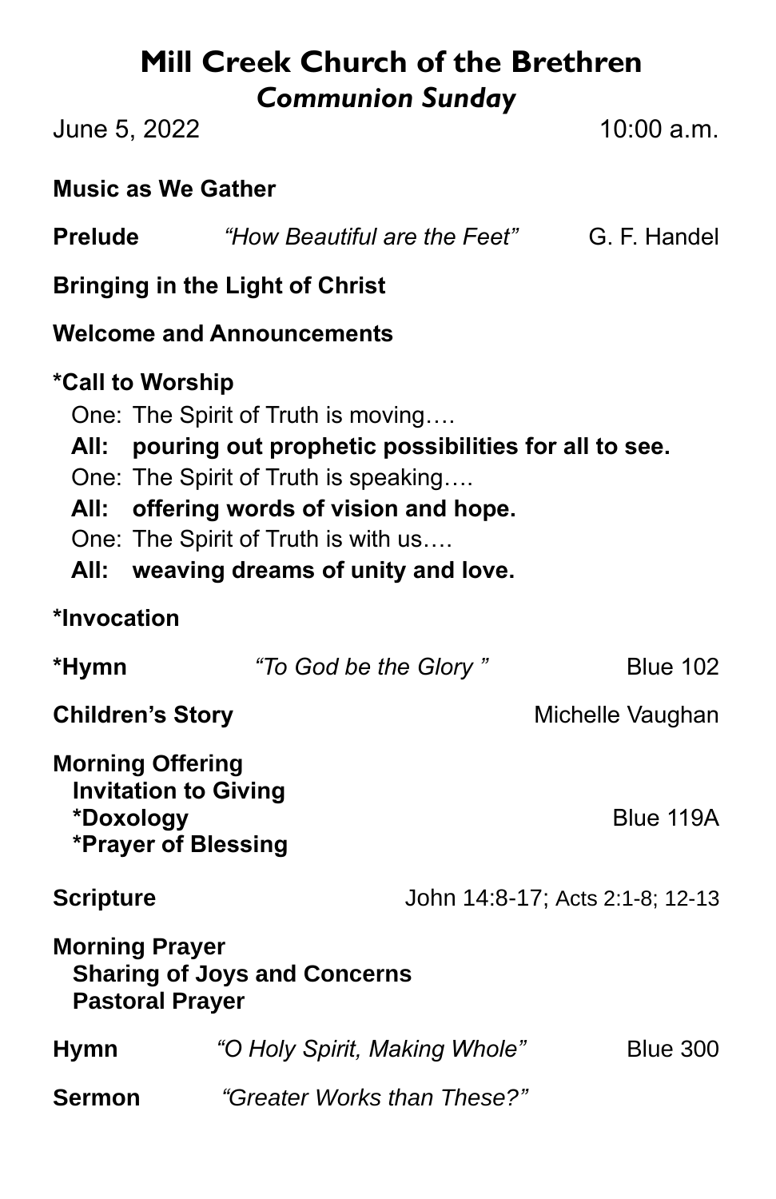# Mill Creek Church of the Brethren

## *Communion Sunday*

June 5, 2022 10:00 a.m.

**Music as We Gather**

**Prelude** *"How Beautiful are the Feet"* G. F. Handel

**Bringing in the Light of Christ**

**Welcome and Announcements**

**\*Call to Worship**

One: The Spirit of Truth is moving….
**All: pouring out prophetic possibilities for all to see.**
One: The Spirit of Truth is speaking….
**All: offering words of vision and hope.**
One: The Spirit of Truth is with us….
**All: weaving dreams of unity and love.**

**\*Invocation**

**\*Hymn** *"To God be the Glory "* Blue 102

**Children's Story** Michelle Vaughan

**Morning Offering**
**Invitation to Giving**
**\*Doxology** Blue 119A
**\*Prayer of Blessing**

**Scripture** John 14:8-17; Acts 2:1-8; 12-13

**Morning Prayer**
**Sharing of Joys and Concerns**
**Pastoral Prayer**

**Hymn** *"O Holy Spirit, Making Whole"* Blue 300

**Sermon** *"Greater Works than These?"*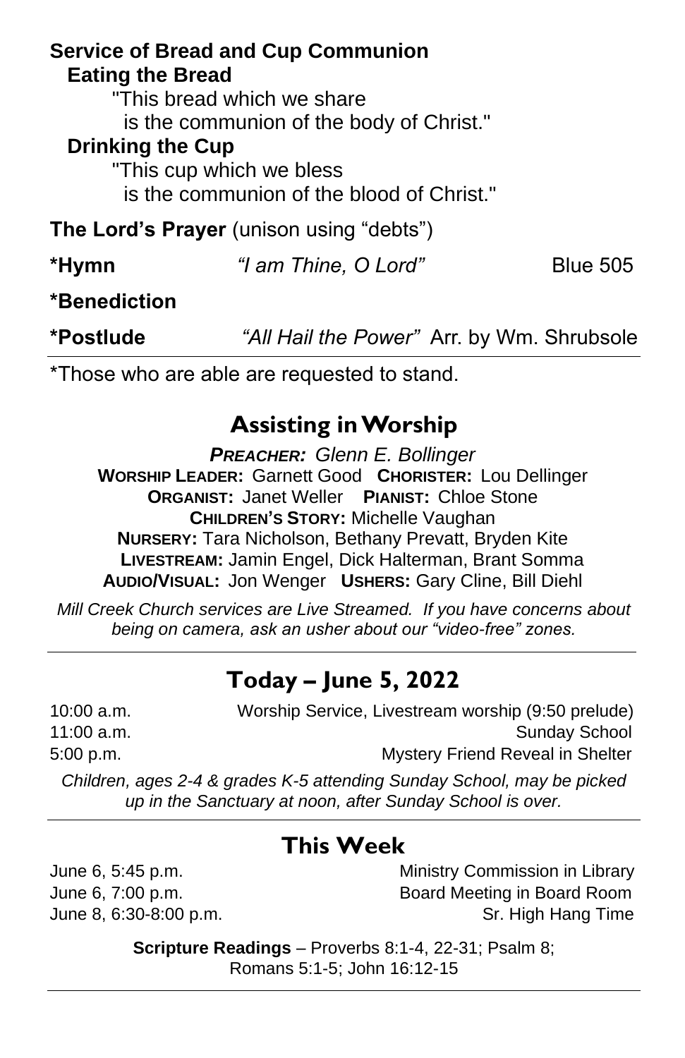**Service of Bread and Cup Communion**

**Eating the Bread**

"This bread which we share
is the communion of the body of Christ."

**Drinking the Cup**

"This cup which we bless
is the communion of the blood of Christ."

**The Lord's Prayer** (unison using "debts")

**\*Hymn** *"I am Thine, O Lord"* Blue 505

**\*Benediction**

**\*Postlude** *"All Hail the Power"* Arr. by Wm. Shrubsole

\*Those who are able are requested to stand.

## Assisting in Worship

***PREACHER:*** *Glenn E. Bollinger*
**WORSHIP LEADER:** Garnett Good **CHORISTER:** Lou Dellinger
**ORGANIST:** Janet Weller **PIANIST:** Chloe Stone
**CHILDREN'S STORY:** Michelle Vaughan
**NURSERY:** Tara Nicholson, Bethany Prevatt, Bryden Kite
**LIVESTREAM:** Jamin Engel, Dick Halterman, Brant Somma
**AUDIO/VISUAL:** Jon Wenger **USHERS:** Gary Cline, Bill Diehl

*Mill Creek Church services are Live Streamed. If you have concerns about being on camera, ask an usher about our "video-free" zones.*

## Today – June 5, 2022

10:00 a.m. Worship Service, Livestream worship (9:50 prelude)
11:00 a.m. Sunday School
5:00 p.m. Mystery Friend Reveal in Shelter

*Children, ages 2-4 & grades K-5 attending Sunday School, may be picked up in the Sanctuary at noon, after Sunday School is over.*

## This Week

June 6, 5:45 p.m. Ministry Commission in Library
June 6, 7:00 p.m. Board Meeting in Board Room
June 8, 6:30-8:00 p.m. Sr. High Hang Time

**Scripture Readings** – Proverbs 8:1-4, 22-31; Psalm 8; Romans 5:1-5; John 16:12-15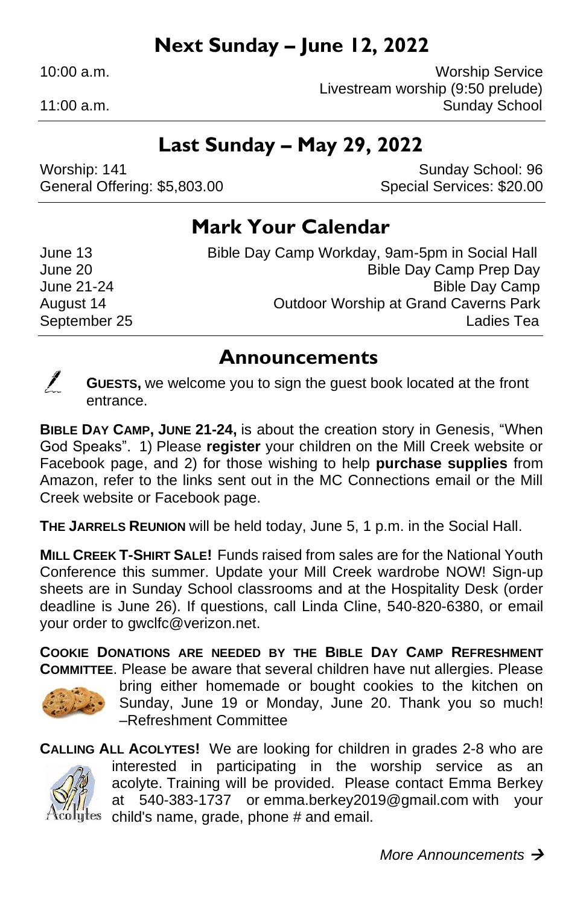## Next Sunday – June 12, 2022

| | |
|---|---|
| 10:00 a.m. | Worship Service |
| | Livestream worship (9:50 prelude) |
| 11:00 a.m. | Sunday School |

## Last Sunday – May 29, 2022

| | |
|---|---|
| Worship: 141 | Sunday School: 96 |
| General Offering: $5,803.00 | Special Services: $20.00 |

## Mark Your Calendar

| | |
|---|---|
| June 13 | Bible Day Camp Workday, 9am-5pm in Social Hall |
| June 20 | Bible Day Camp Prep Day |
| June 21-24 | Bible Day Camp |
| August 14 | Outdoor Worship at Grand Caverns Park |
| September 25 | Ladies Tea |

## Announcements

**GUESTS,** we welcome you to sign the guest book located at the front entrance.

**BIBLE DAY CAMP, JUNE 21-24,** is about the creation story in Genesis, "When God Speaks". 1) Please **register** your children on the Mill Creek website or Facebook page, and 2) for those wishing to help **purchase supplies** from Amazon, refer to the links sent out in the MC Connections email or the Mill Creek website or Facebook page.

**THE JARRELS REUNION** will be held today, June 5, 1 p.m. in the Social Hall.

**MILL CREEK T-SHIRT SALE!** Funds raised from sales are for the National Youth Conference this summer. Update your Mill Creek wardrobe NOW! Sign-up sheets are in Sunday School classrooms and at the Hospitality Desk (order deadline is June 26). If questions, call Linda Cline, 540-820-6380, or email your order to gwclfc@verizon.net.

**COOKIE DONATIONS ARE NEEDED BY THE BIBLE DAY CAMP REFRESHMENT COMMITTEE**. Please be aware that several children have nut allergies. Please bring either homemade or bought cookies to the kitchen on Sunday, June 19 or Monday, June 20. Thank you so much! –Refreshment Committee

**CALLING ALL ACOLYTES!** We are looking for children in grades 2-8 who are interested in participating in the worship service as an acolyte. Training will be provided. Please contact Emma Berkey at 540-383-1737 or emma.berkey2019@gmail.com with your child's name, grade, phone # and email.

*More Announcements →*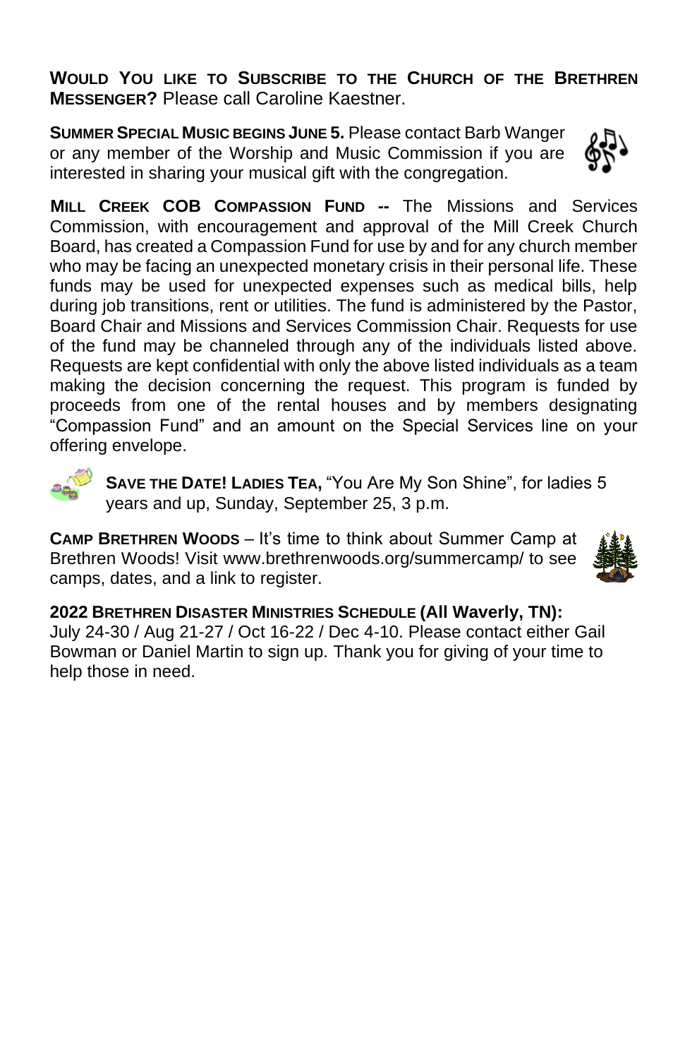**WOULD YOU LIKE TO SUBSCRIBE TO THE CHURCH OF THE BRETHREN MESSENGER?** Please call Caroline Kaestner.

**SUMMER SPECIAL MUSIC BEGINS JUNE 5.** Please contact Barb Wanger or any member of the Worship and Music Commission if you are interested in sharing your musical gift with the congregation.

**MILL CREEK COB COMPASSION FUND --** The Missions and Services Commission, with encouragement and approval of the Mill Creek Church Board, has created a Compassion Fund for use by and for any church member who may be facing an unexpected monetary crisis in their personal life. These funds may be used for unexpected expenses such as medical bills, help during job transitions, rent or utilities. The fund is administered by the Pastor, Board Chair and Missions and Services Commission Chair. Requests for use of the fund may be channeled through any of the individuals listed above. Requests are kept confidential with only the above listed individuals as a team making the decision concerning the request. This program is funded by proceeds from one of the rental houses and by members designating "Compassion Fund" and an amount on the Special Services line on your offering envelope.

**SAVE THE DATE! LADIES TEA,** "You Are My Son Shine", for ladies 5 years and up, Sunday, September 25, 3 p.m.

**CAMP BRETHREN WOODS** – It's time to think about Summer Camp at Brethren Woods! Visit www.brethrenwoods.org/summercamp/ to see camps, dates, and a link to register.

**2022 BRETHREN DISASTER MINISTRIES SCHEDULE (All Waverly, TN):**
July 24-30 / Aug 21-27 / Oct 16-22 / Dec 4-10. Please contact either Gail Bowman or Daniel Martin to sign up. Thank you for giving of your time to help those in need.